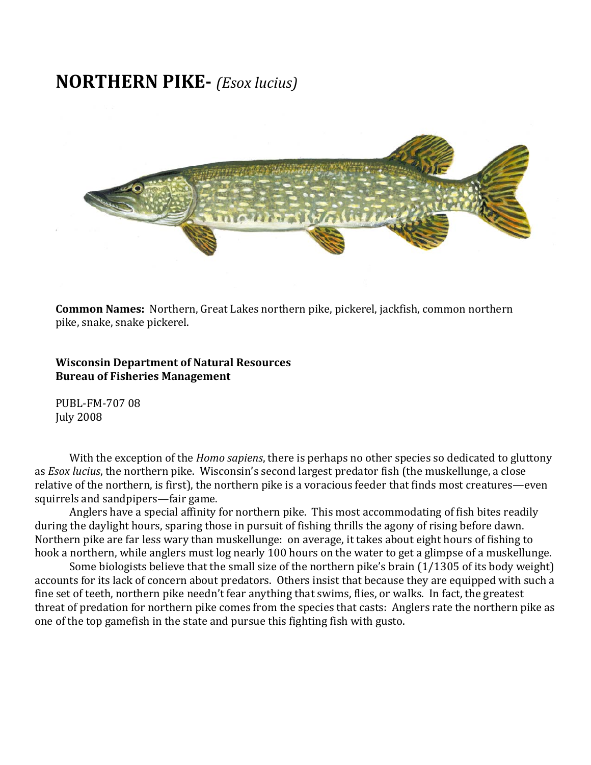# NORTHERN PIKE- *(Esox lucius)*

**Common Names:** Northern, Great Lakes northern pike, pickerel, jackfish, common northern pike, snake, snake pickerel.

**Wisconsin Department of Natural Resources**
**Bureau of Fisheries Management**

PUBL-FM-707 08
July 2008

With the exception of the *Homo sapiens*, there is perhaps no other species so dedicated to gluttony as *Esox lucius*, the northern pike. Wisconsin's second largest predator fish (the muskellunge, a close relative of the northern, is first), the northern pike is a voracious feeder that finds most creatures—even squirrels and sandpipers—fair game.

Anglers have a special affinity for northern pike. This most accommodating of fish bites readily during the daylight hours, sparing those in pursuit of fishing thrills the agony of rising before dawn. Northern pike are far less wary than muskellunge: on average, it takes about eight hours of fishing to hook a northern, while anglers must log nearly 100 hours on the water to get a glimpse of a muskellunge.

Some biologists believe that the small size of the northern pike's brain (1/1305 of its body weight) accounts for its lack of concern about predators. Others insist that because they are equipped with such a fine set of teeth, northern pike needn't fear anything that swims, flies, or walks. In fact, the greatest threat of predation for northern pike comes from the species that casts: Anglers rate the northern pike as one of the top gamefish in the state and pursue this fighting fish with gusto.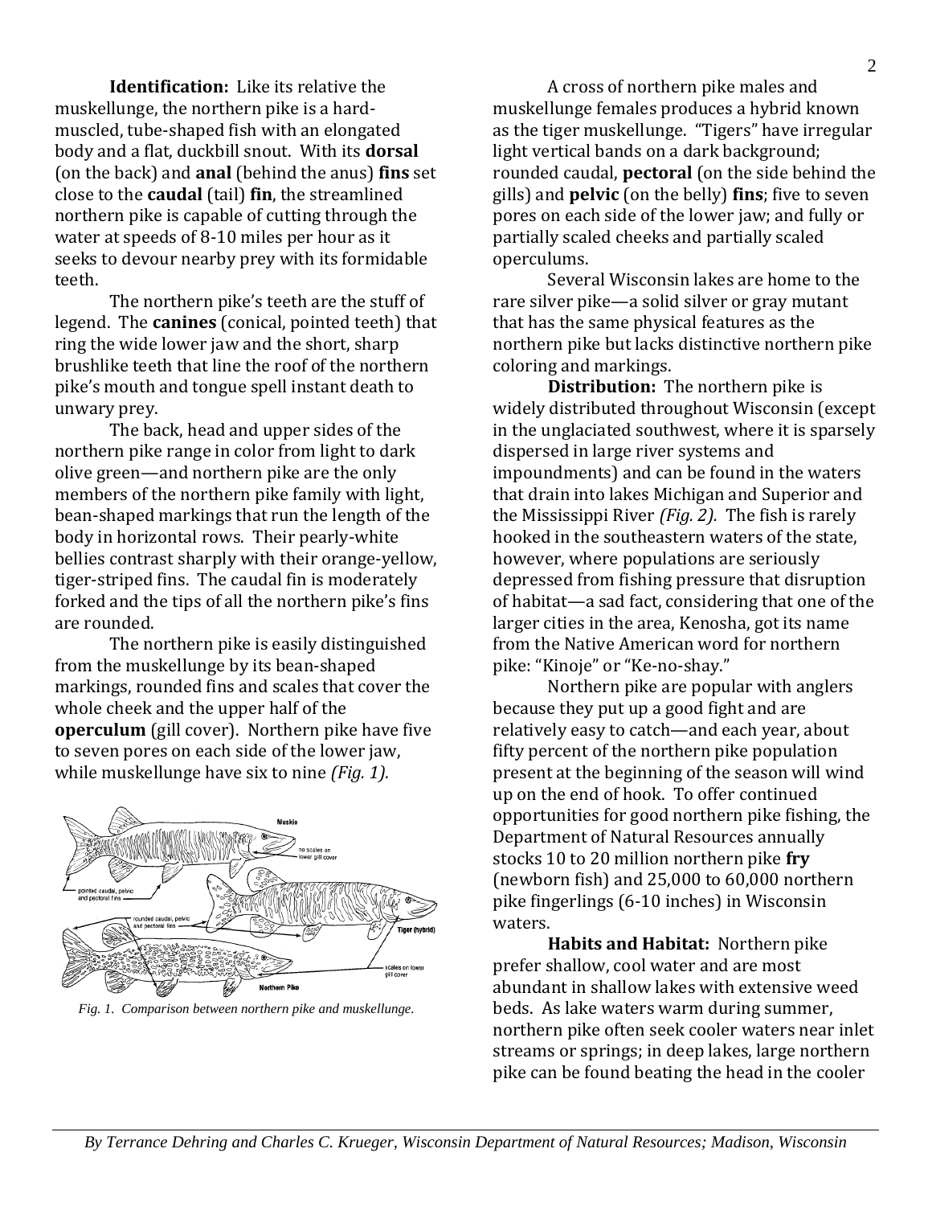**Identification:** Like its relative the muskellunge, the northern pike is a hard-muscled, tube-shaped fish with an elongated body and a flat, duckbill snout. With its **dorsal** (on the back) and **anal** (behind the anus) **fins** set close to the **caudal** (tail) **fin**, the streamlined northern pike is capable of cutting through the water at speeds of 8-10 miles per hour as it seeks to devour nearby prey with its formidable teeth.

The northern pike's teeth are the stuff of legend. The **canines** (conical, pointed teeth) that ring the wide lower jaw and the short, sharp brushlike teeth that line the roof of the northern pike's mouth and tongue spell instant death to unwary prey.

The back, head and upper sides of the northern pike range in color from light to dark olive green—and northern pike are the only members of the northern pike family with light, bean-shaped markings that run the length of the body in horizontal rows. Their pearly-white bellies contrast sharply with their orange-yellow, tiger-striped fins. The caudal fin is moderately forked and the tips of all the northern pike's fins are rounded.

The northern pike is easily distinguished from the muskellunge by its bean-shaped markings, rounded fins and scales that cover the whole cheek and the upper half of the **operculum** (gill cover). Northern pike have five to seven pores on each side of the lower jaw, while muskellunge have six to nine *(Fig. 1).*

*Fig. 1. Comparison between northern pike and muskellunge.*

A cross of northern pike males and muskellunge females produces a hybrid known as the tiger muskellunge. "Tigers" have irregular light vertical bands on a dark background; rounded caudal, **pectoral** (on the side behind the gills) and **pelvic** (on the belly) **fins**; five to seven pores on each side of the lower jaw; and fully or partially scaled cheeks and partially scaled operculums.

Several Wisconsin lakes are home to the rare silver pike—a solid silver or gray mutant that has the same physical features as the northern pike but lacks distinctive northern pike coloring and markings.

**Distribution:** The northern pike is widely distributed throughout Wisconsin (except in the unglaciated southwest, where it is sparsely dispersed in large river systems and impoundments) and can be found in the waters that drain into lakes Michigan and Superior and the Mississippi River *(Fig. 2).* The fish is rarely hooked in the southeastern waters of the state, however, where populations are seriously depressed from fishing pressure that disruption of habitat—a sad fact, considering that one of the larger cities in the area, Kenosha, got its name from the Native American word for northern pike: "Kinoje" or "Ke-no-shay."

Northern pike are popular with anglers because they put up a good fight and are relatively easy to catch—and each year, about fifty percent of the northern pike population present at the beginning of the season will wind up on the end of hook. To offer continued opportunities for good northern pike fishing, the Department of Natural Resources annually stocks 10 to 20 million northern pike **fry** (newborn fish) and 25,000 to 60,000 northern pike fingerlings (6-10 inches) in Wisconsin waters.

**Habits and Habitat:** Northern pike prefer shallow, cool water and are most abundant in shallow lakes with extensive weed beds. As lake waters warm during summer, northern pike often seek cooler waters near inlet streams or springs; in deep lakes, large northern pike can be found beating the head in the cooler

*By Terrance Dehring and Charles C. Krueger, Wisconsin Department of Natural Resources; Madison, Wisconsin*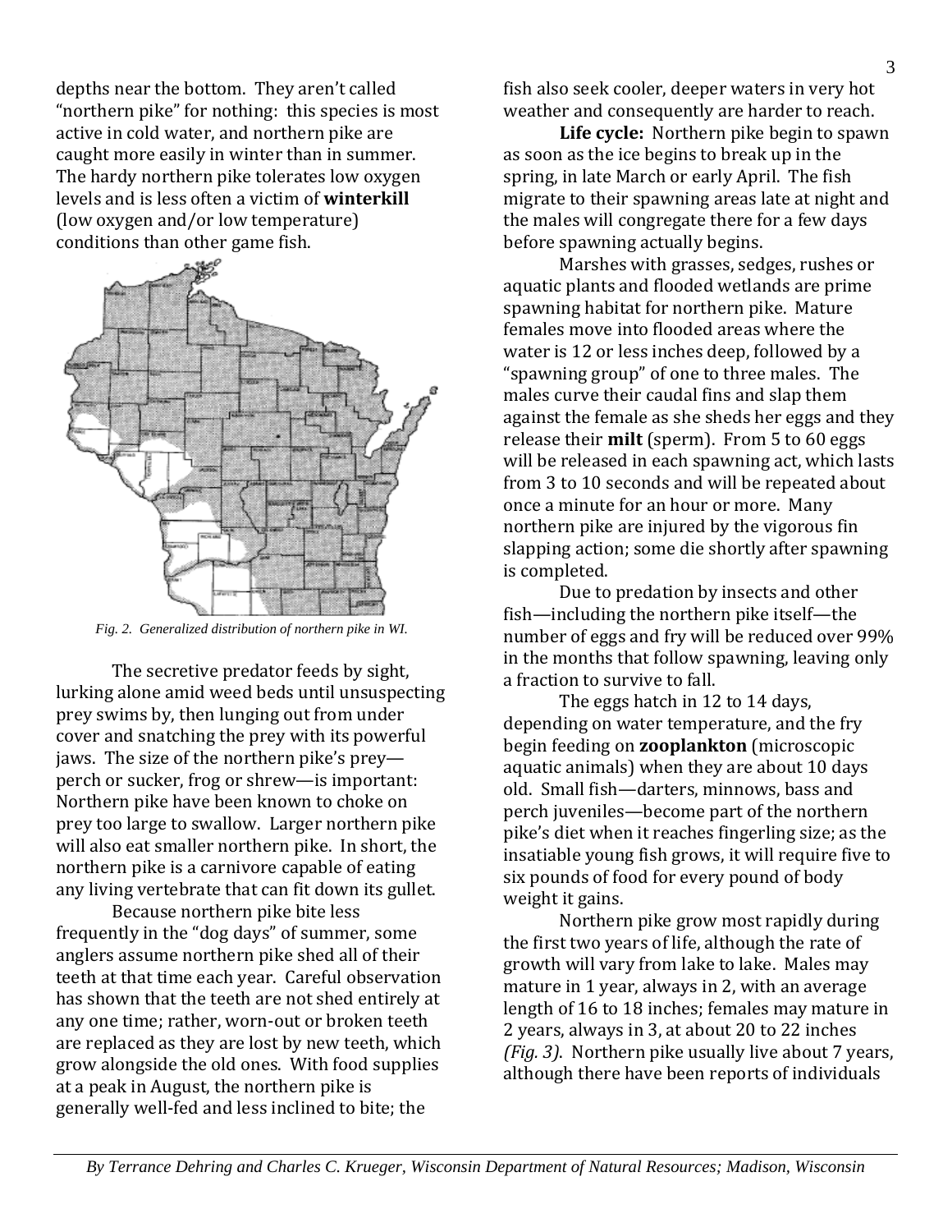depths near the bottom. They aren't called "northern pike" for nothing: this species is most active in cold water, and northern pike are caught more easily in winter than in summer. The hardy northern pike tolerates low oxygen levels and is less often a victim of **winterkill** (low oxygen and/or low temperature) conditions than other game fish.

*Fig. 2. Generalized distribution of northern pike in WI.*

The secretive predator feeds by sight, lurking alone amid weed beds until unsuspecting prey swims by, then lunging out from under cover and snatching the prey with its powerful jaws. The size of the northern pike's prey—perch or sucker, frog or shrew—is important: Northern pike have been known to choke on prey too large to swallow. Larger northern pike will also eat smaller northern pike. In short, the northern pike is a carnivore capable of eating any living vertebrate that can fit down its gullet.

Because northern pike bite less frequently in the "dog days" of summer, some anglers assume northern pike shed all of their teeth at that time each year. Careful observation has shown that the teeth are not shed entirely at any one time; rather, worn-out or broken teeth are replaced as they are lost by new teeth, which grow alongside the old ones. With food supplies at a peak in August, the northern pike is generally well-fed and less inclined to bite; the fish also seek cooler, deeper waters in very hot weather and consequently are harder to reach.

**Life cycle:** Northern pike begin to spawn as soon as the ice begins to break up in the spring, in late March or early April. The fish migrate to their spawning areas late at night and the males will congregate there for a few days before spawning actually begins.

Marshes with grasses, sedges, rushes or aquatic plants and flooded wetlands are prime spawning habitat for northern pike. Mature females move into flooded areas where the water is 12 or less inches deep, followed by a "spawning group" of one to three males. The males curve their caudal fins and slap them against the female as she sheds her eggs and they release their **milt** (sperm). From 5 to 60 eggs will be released in each spawning act, which lasts from 3 to 10 seconds and will be repeated about once a minute for an hour or more. Many northern pike are injured by the vigorous fin slapping action; some die shortly after spawning is completed.

Due to predation by insects and other fish—including the northern pike itself—the number of eggs and fry will be reduced over 99% in the months that follow spawning, leaving only a fraction to survive to fall.

The eggs hatch in 12 to 14 days, depending on water temperature, and the fry begin feeding on **zooplankton** (microscopic aquatic animals) when they are about 10 days old. Small fish—darters, minnows, bass and perch juveniles—become part of the northern pike's diet when it reaches fingerling size; as the insatiable young fish grows, it will require five to six pounds of food for every pound of body weight it gains.

Northern pike grow most rapidly during the first two years of life, although the rate of growth will vary from lake to lake. Males may mature in 1 year, always in 2, with an average length of 16 to 18 inches; females may mature in 2 years, always in 3, at about 20 to 22 inches *(Fig. 3)*. Northern pike usually live about 7 years, although there have been reports of individuals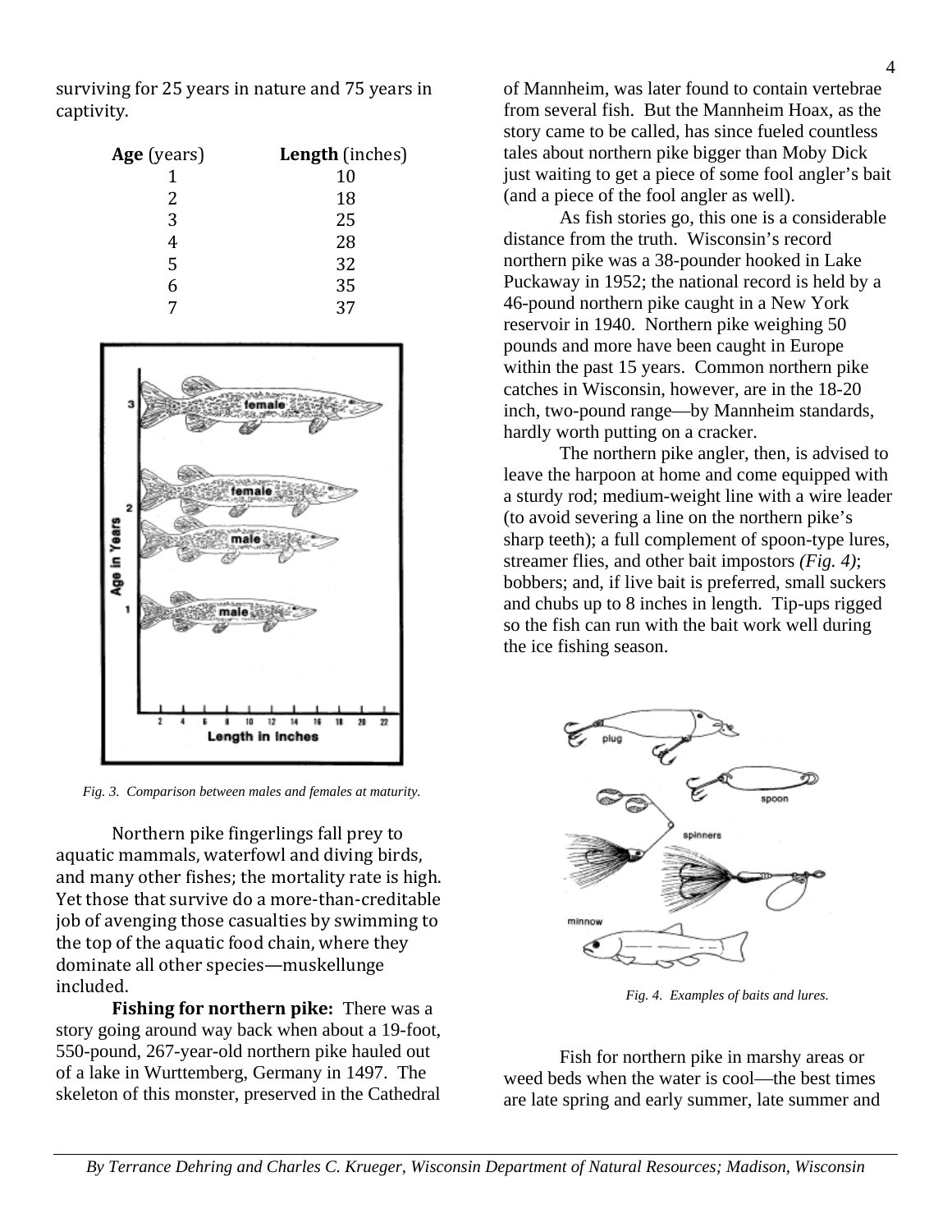surviving for 25 years in nature and 75 years in captivity.

| **Age** (years) | **Length** (inches) |
|---|---|
| 1 | 10 |
| 2 | 18 |
| 3 | 25 |
| 4 | 28 |
| 5 | 32 |
| 6 | 35 |
| 7 | 37 |

*Fig. 3. Comparison between males and females at maturity.*

Northern pike fingerlings fall prey to aquatic mammals, waterfowl and diving birds, and many other fishes; the mortality rate is high. Yet those that survive do a more-than-creditable job of avenging those casualties by swimming to the top of the aquatic food chain, where they dominate all other species—muskellunge included.

**Fishing for northern pike:** There was a story going around way back when about a 19-foot, 550-pound, 267-year-old northern pike hauled out of a lake in Wurttemberg, Germany in 1497. The skeleton of this monster, preserved in the Cathedral of Mannheim, was later found to contain vertebrae from several fish. But the Mannheim Hoax, as the story came to be called, has since fueled countless tales about northern pike bigger than Moby Dick just waiting to get a piece of some fool angler's bait (and a piece of the fool angler as well).

As fish stories go, this one is a considerable distance from the truth. Wisconsin's record northern pike was a 38-pounder hooked in Lake Puckaway in 1952; the national record is held by a 46-pound northern pike caught in a New York reservoir in 1940. Northern pike weighing 50 pounds and more have been caught in Europe within the past 15 years. Common northern pike catches in Wisconsin, however, are in the 18-20 inch, two-pound range—by Mannheim standards, hardly worth putting on a cracker.

The northern pike angler, then, is advised to leave the harpoon at home and come equipped with a sturdy rod; medium-weight line with a wire leader (to avoid severing a line on the northern pike's sharp teeth); a full complement of spoon-type lures, streamer flies, and other bait impostors *(Fig. 4)*; bobbers; and, if live bait is preferred, small suckers and chubs up to 8 inches in length. Tip-ups rigged so the fish can run with the bait work well during the ice fishing season.

*Fig. 4. Examples of baits and lures.*

Fish for northern pike in marshy areas or weed beds when the water is cool—the best times are late spring and early summer, late summer and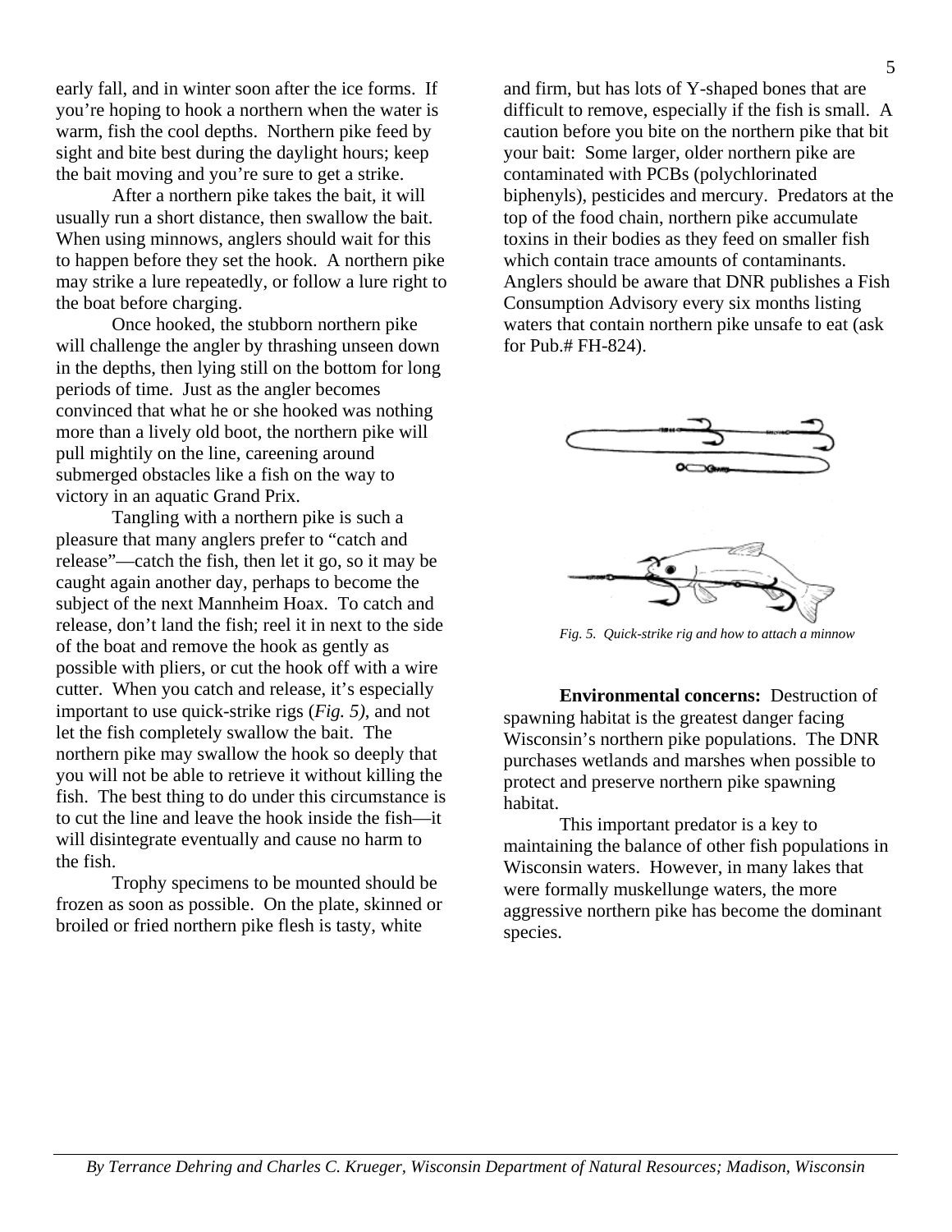early fall, and in winter soon after the ice forms. If you're hoping to hook a northern when the water is warm, fish the cool depths. Northern pike feed by sight and bite best during the daylight hours; keep the bait moving and you're sure to get a strike.

After a northern pike takes the bait, it will usually run a short distance, then swallow the bait. When using minnows, anglers should wait for this to happen before they set the hook. A northern pike may strike a lure repeatedly, or follow a lure right to the boat before charging.

Once hooked, the stubborn northern pike will challenge the angler by thrashing unseen down in the depths, then lying still on the bottom for long periods of time. Just as the angler becomes convinced that what he or she hooked was nothing more than a lively old boot, the northern pike will pull mightily on the line, careening around submerged obstacles like a fish on the way to victory in an aquatic Grand Prix.

Tangling with a northern pike is such a pleasure that many anglers prefer to "catch and release"—catch the fish, then let it go, so it may be caught again another day, perhaps to become the subject of the next Mannheim Hoax. To catch and release, don't land the fish; reel it in next to the side of the boat and remove the hook as gently as possible with pliers, or cut the hook off with a wire cutter. When you catch and release, it's especially important to use quick-strike rigs (*Fig. 5)*, and not let the fish completely swallow the bait. The northern pike may swallow the hook so deeply that you will not be able to retrieve it without killing the fish. The best thing to do under this circumstance is to cut the line and leave the hook inside the fish—it will disintegrate eventually and cause no harm to the fish.

Trophy specimens to be mounted should be frozen as soon as possible. On the plate, skinned or broiled or fried northern pike flesh is tasty, white and firm, but has lots of Y-shaped bones that are difficult to remove, especially if the fish is small. A caution before you bite on the northern pike that bit your bait: Some larger, older northern pike are contaminated with PCBs (polychlorinated biphenyls), pesticides and mercury. Predators at the top of the food chain, northern pike accumulate toxins in their bodies as they feed on smaller fish which contain trace amounts of contaminants. Anglers should be aware that DNR publishes a Fish Consumption Advisory every six months listing waters that contain northern pike unsafe to eat (ask for Pub.# FH-824).

*Fig. 5. Quick-strike rig and how to attach a minnow*

**Environmental concerns:** Destruction of spawning habitat is the greatest danger facing Wisconsin's northern pike populations. The DNR purchases wetlands and marshes when possible to protect and preserve northern pike spawning habitat.

This important predator is a key to maintaining the balance of other fish populations in Wisconsin waters. However, in many lakes that were formally muskellunge waters, the more aggressive northern pike has become the dominant species.

*By Terrance Dehring and Charles C. Krueger, Wisconsin Department of Natural Resources; Madison, Wisconsin*